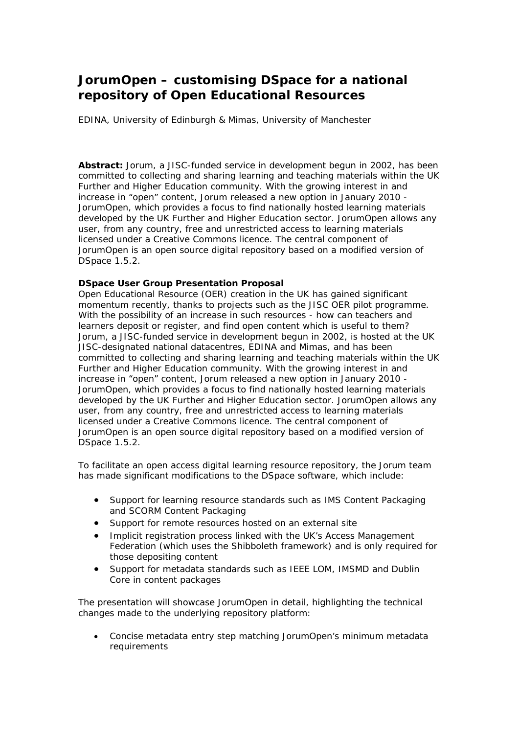# JorumOpen – customising DSpace for a national repository of Open Educational Resources

EDINA, University of Edinburgh & Mimas, University of Manchester

**Abstract:** Jorum, a JISC-funded service in development begun in 2002, has been committed to collecting and sharing learning and teaching materials within the UK Further and Higher Education community. With the growing interest in and increase in "open" content, Jorum released a new option in January 2010 - JorumOpen, which provides a focus to find nationally hosted learning materials developed by the UK Further and Higher Education sector. JorumOpen allows any user, from any country, free and unrestricted access to learning materials licensed under a Creative Commons licence. The central component of JorumOpen is an open source digital repository based on a modified version of DSpace 1.5.2.

**DSpace User Group Presentation Proposal**

Open Educational Resource (OER) creation in the UK has gained significant momentum recently, thanks to projects such as the JISC OER pilot programme. With the possibility of an increase in such resources - how can teachers and learners deposit or register, and find open content which is useful to them? Jorum, a JISC-funded service in development begun in 2002, is hosted at the UK JISC-designated national datacentres, EDINA and Mimas, and has been committed to collecting and sharing learning and teaching materials within the UK Further and Higher Education community. With the growing interest in and increase in "open" content, Jorum released a new option in January 2010 - JorumOpen, which provides a focus to find nationally hosted learning materials developed by the UK Further and Higher Education sector. JorumOpen allows any user, from any country, free and unrestricted access to learning materials licensed under a Creative Commons licence. The central component of JorumOpen is an open source digital repository based on a modified version of DSpace 1.5.2.

To facilitate an open access digital learning resource repository, the Jorum team has made significant modifications to the DSpace software, which include:

- Support for learning resource standards such as IMS Content Packaging and SCORM Content Packaging
- Support for remote resources hosted on an external site
- Implicit registration process linked with the UK's Access Management Federation (which uses the Shibboleth framework) and is only required for those depositing content
- Support for metadata standards such as IEEE LOM, IMSMD and Dublin Core in content packages

The presentation will showcase JorumOpen in detail, highlighting the technical changes made to the underlying repository platform:

- Concise metadata entry step matching JorumOpen's minimum metadata requirements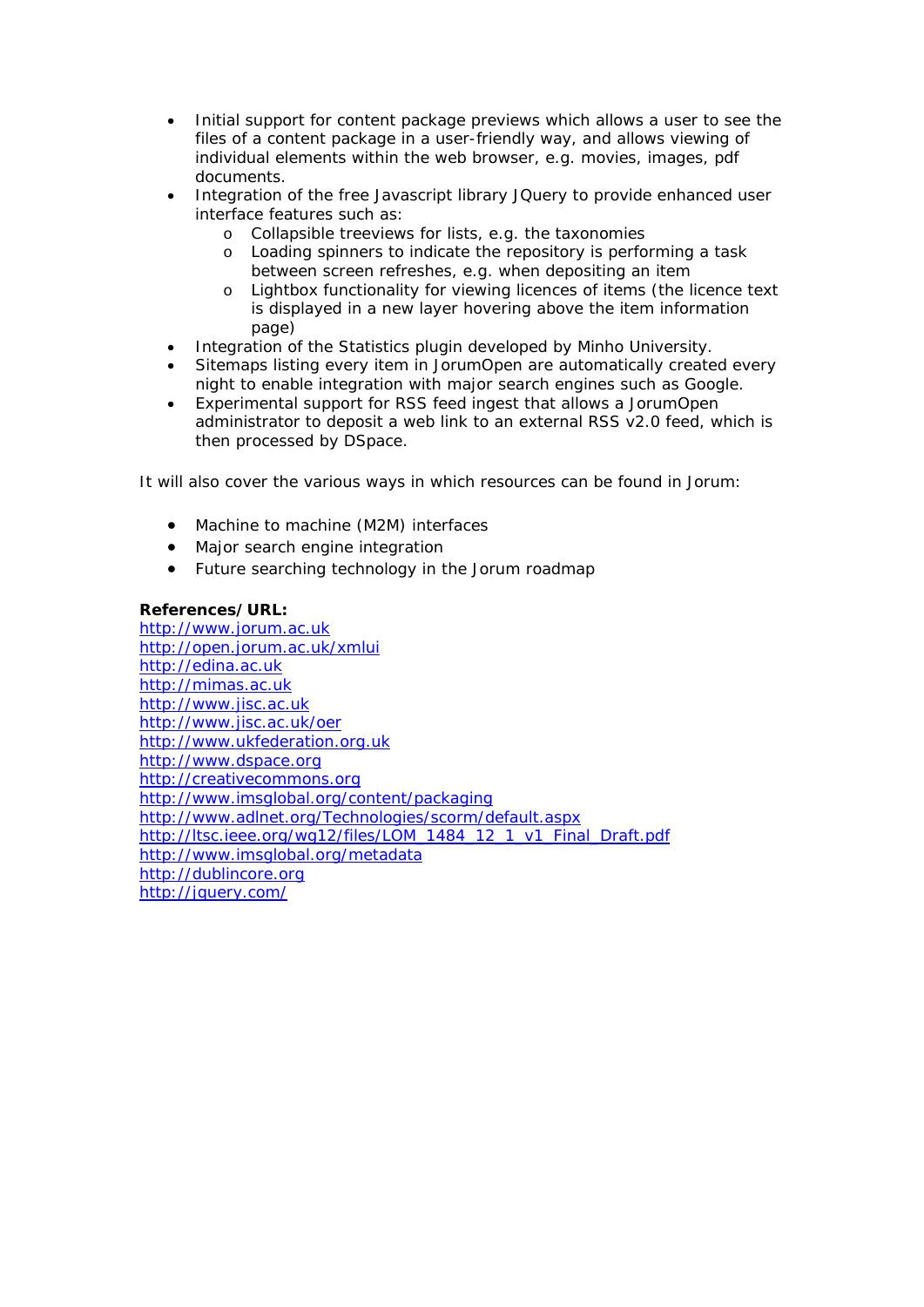- Initial support for content package previews which allows a user to see the files of a content package in a user-friendly way, and allows viewing of individual elements within the web browser, e.g. movies, images, pdf documents.
- Integration of the free Javascript library JQuery to provide enhanced user interface features such as:
  - Collapsible treeviews for lists, e.g. the taxonomies
  - Loading spinners to indicate the repository is performing a task between screen refreshes, e.g. when depositing an item
  - Lightbox functionality for viewing licences of items (the licence text is displayed in a new layer hovering above the item information page)
- Integration of the Statistics plugin developed by Minho University.
- Sitemaps listing every item in JorumOpen are automatically created every night to enable integration with major search engines such as Google.
- Experimental support for RSS feed ingest that allows a JorumOpen administrator to deposit a web link to an external RSS v2.0 feed, which is then processed by DSpace.

It will also cover the various ways in which resources can be found in Jorum:

- Machine to machine (M2M) interfaces
- Major search engine integration
- Future searching technology in the Jorum roadmap

**References/URL:**
http://www.jorum.ac.uk
http://open.jorum.ac.uk/xmlui
http://edina.ac.uk
http://mimas.ac.uk
http://www.jisc.ac.uk
http://www.jisc.ac.uk/oer
http://www.ukfederation.org.uk
http://www.dspace.org
http://creativecommons.org
http://www.imsglobal.org/content/packaging
http://www.adlnet.org/Technologies/scorm/default.aspx
http://ltsc.ieee.org/wg12/files/LOM_1484_12_1_v1_Final_Draft.pdf
http://www.imsglobal.org/metadata
http://dublincore.org
http://jquery.com/